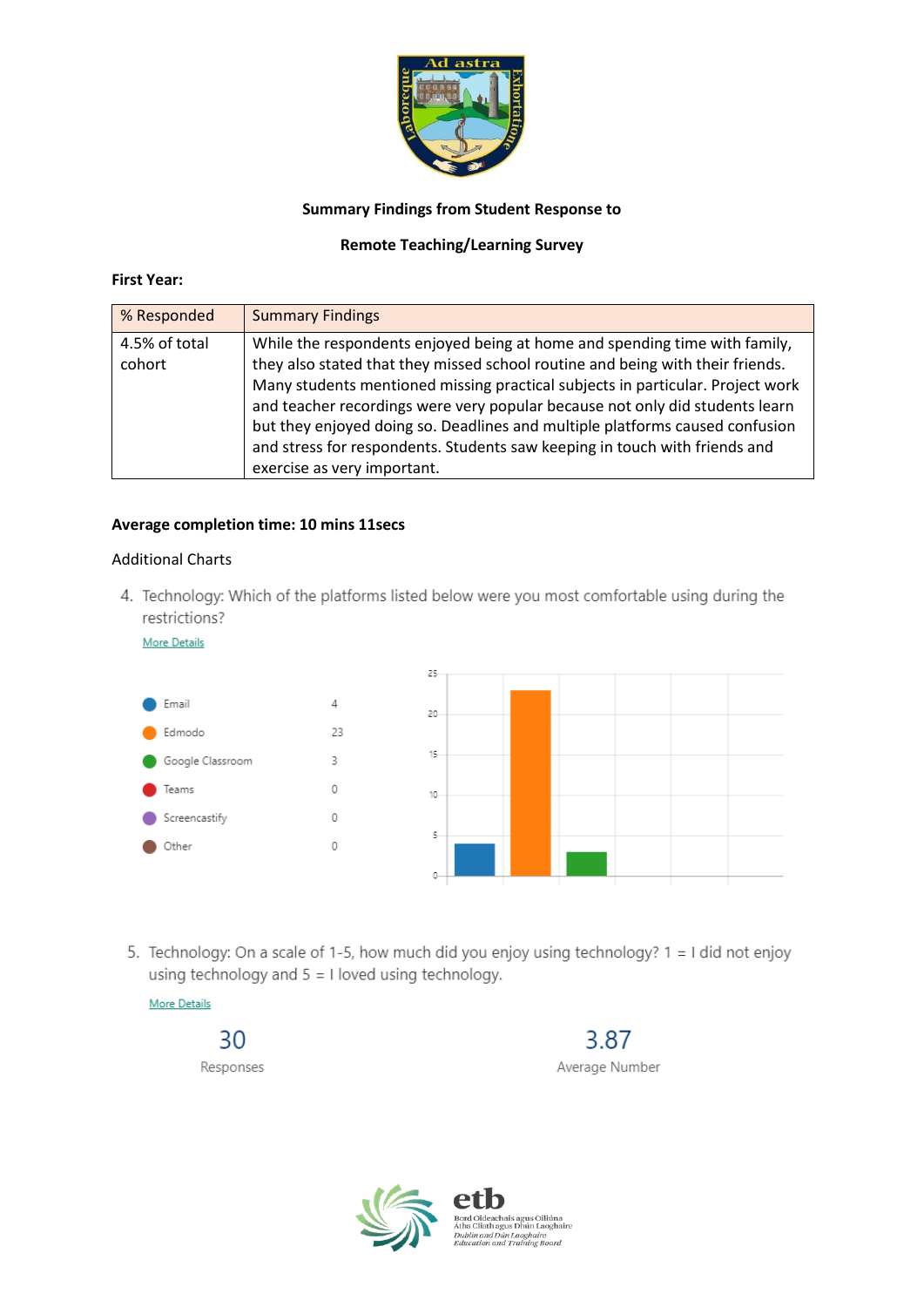**Summary Findings from Student Response to**

**Remote Teaching/Learning Survey**

**First Year:**

| % Responded | Summary Findings |
|---|---|
| 4.5% of total cohort | While the respondents enjoyed being at home and spending time with family, they also stated that they missed school routine and being with their friends. Many students mentioned missing practical subjects in particular. Project work and teacher recordings were very popular because not only did students learn but they enjoyed doing so. Deadlines and multiple platforms caused confusion and stress for respondents. Students saw keeping in touch with friends and exercise as very important. |

**Average completion time: 10 mins 11secs**

Additional Charts

4. Technology: Which of the platforms listed below were you most comfortable using during the restrictions?

More Details

| Platform | Count |
|---|---|
| Email | 4 |
| Edmodo | 23 |
| Google Classroom | 3 |
| Teams | 0 |
| Screencastify | 0 |
| Other | 0 |

5. Technology: On a scale of 1-5, how much did you enjoy using technology? 1 = I did not enjoy using technology and 5 = I loved using technology.

More Details

30 Responses

3.87 Average Number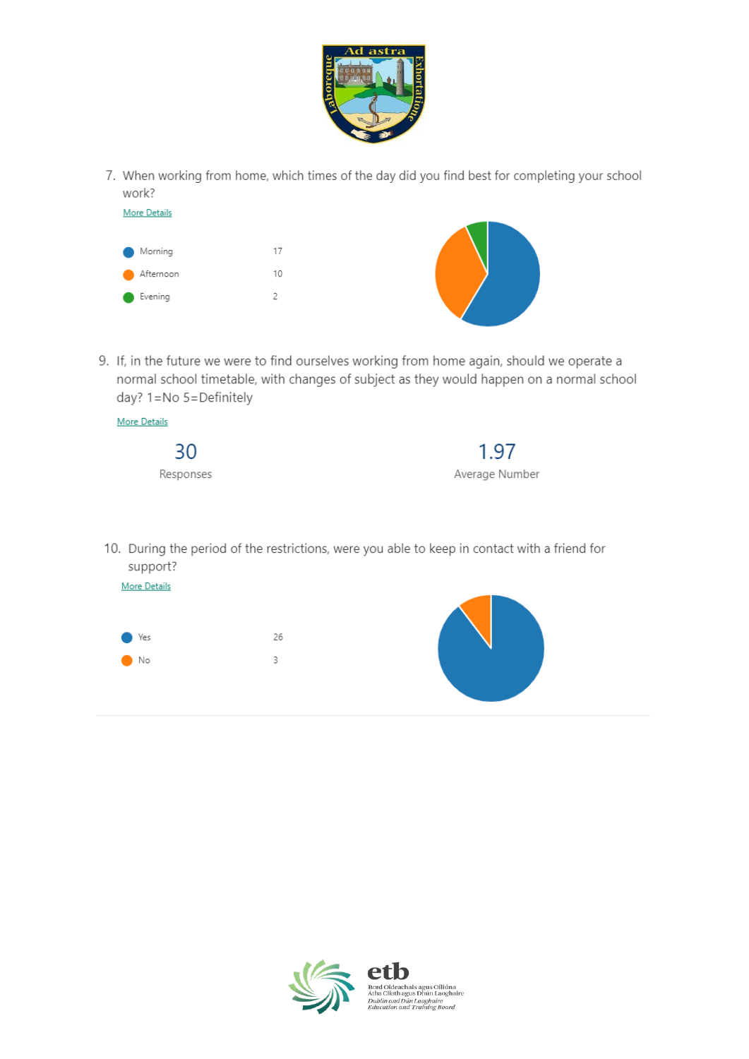7. When working from home, which times of the day did you find best for completing your school work?

More Details

| | |
|---|---|
| Morning | 17 |
| Afternoon | 10 |
| Evening | 2 |

9. If, in the future we were to find ourselves working from home again, should we operate a normal school timetable, with changes of subject as they would happen on a normal school day? 1=No 5=Definitely

More Details

30
Responses

1.97
Average Number

10. During the period of the restrictions, were you able to keep in contact with a friend for support?

More Details

| | |
|---|---|
| Yes | 26 |
| No | 3 |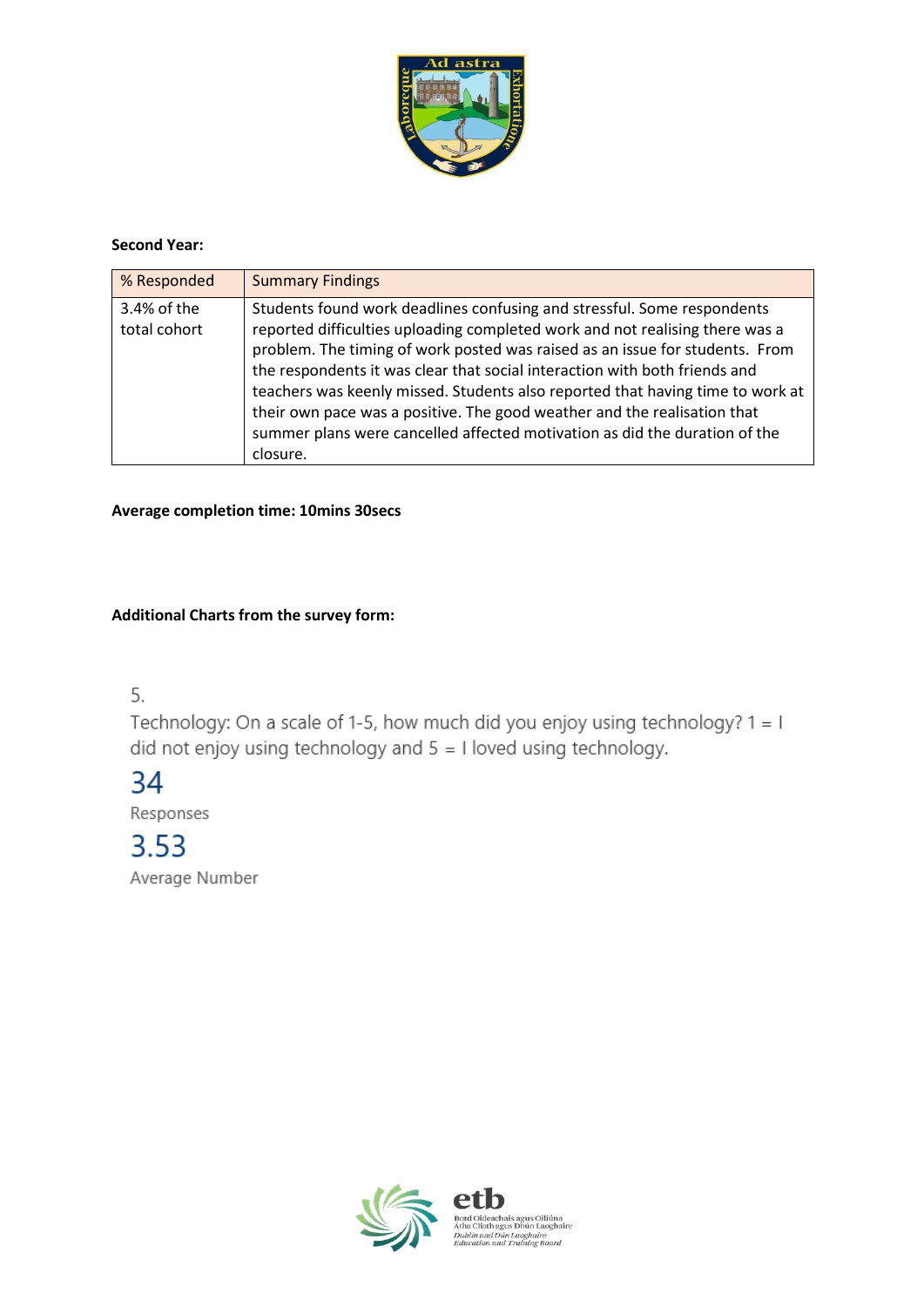**Second Year:**

| % Responded | Summary Findings |
|---|---|
| 3.4% of the total cohort | Students found work deadlines confusing and stressful. Some respondents reported difficulties uploading completed work and not realising there was a problem. The timing of work posted was raised as an issue for students. From the respondents it was clear that social interaction with both friends and teachers was keenly missed. Students also reported that having time to work at their own pace was a positive. The good weather and the realisation that summer plans were cancelled affected motivation as did the duration of the closure. |

**Average completion time: 10mins 30secs**

**Additional Charts from the survey form:**

5.

Technology: On a scale of 1-5, how much did you enjoy using technology? 1 = I did not enjoy using technology and 5 = I loved using technology.

34

Responses

3.53

Average Number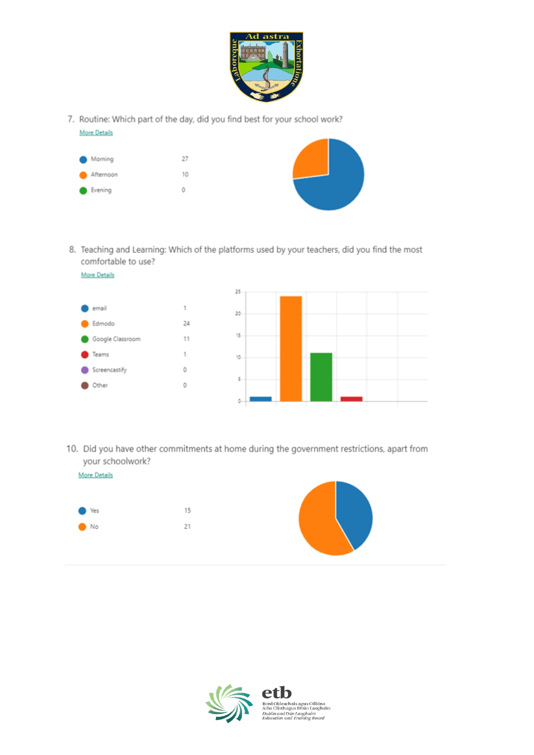7. Routine: Which part of the day, did you find best for your school work?

More Details

| | |
|---|---|
| Morning | 27 |
| Afternoon | 10 |
| Evening | 0 |

8. Teaching and Learning: Which of the platforms used by your teachers, did you find the most comfortable to use?

More Details

| | |
|---|---|
| email | 1 |
| Edmodo | 24 |
| Google Classroom | 11 |
| Teams | 1 |
| Screencastify | 0 |
| Other | 0 |

10. Did you have other commitments at home during the government restrictions, apart from your schoolwork?

More Details

| | |
|---|---|
| Yes | 15 |
| No | 21 |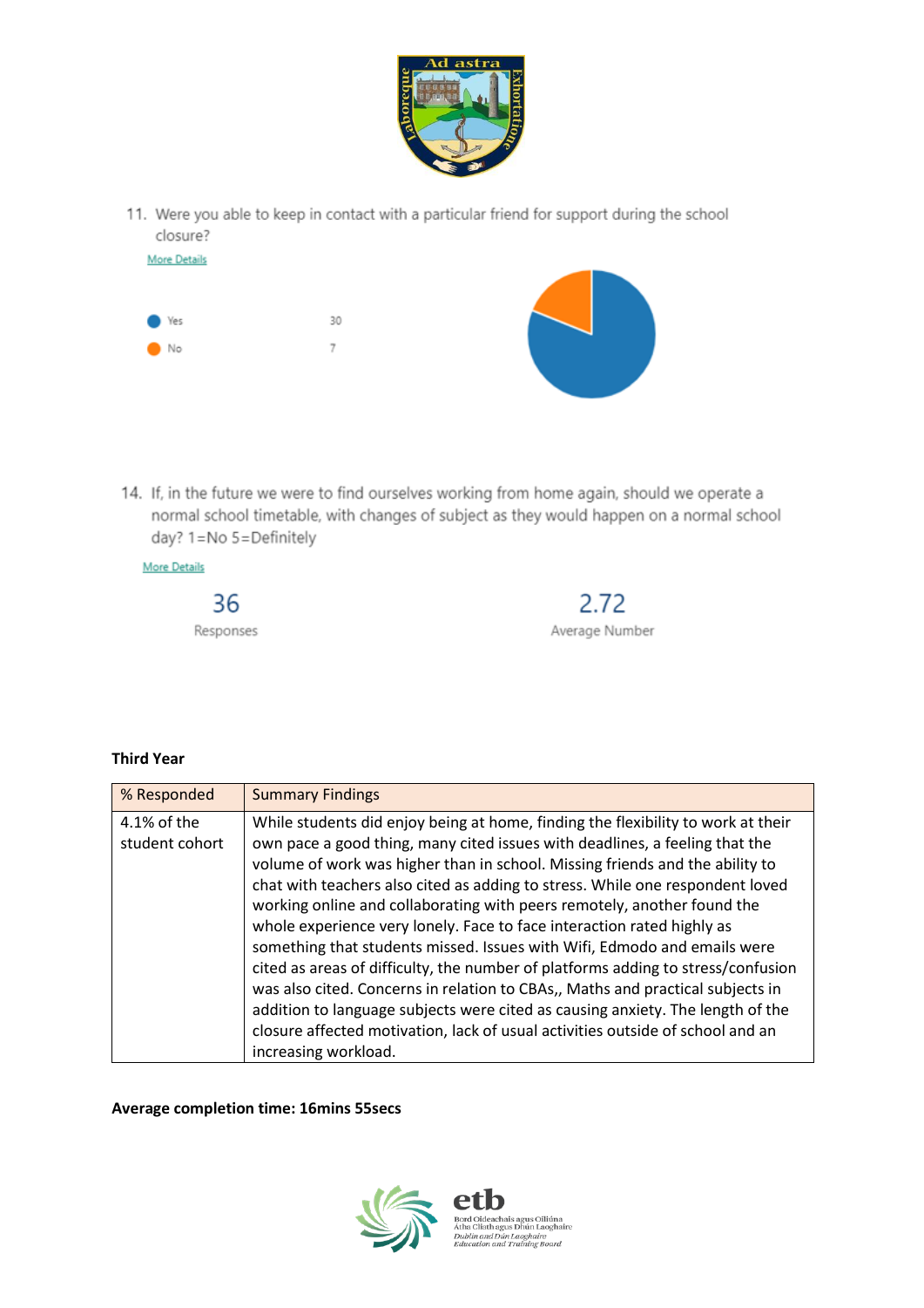11. Were you able to keep in contact with a particular friend for support during the school closure?

More Details

| | |
|---|---|
| Yes | 30 |
| No | 7 |

14. If, in the future we were to find ourselves working from home again, should we operate a normal school timetable, with changes of subject as they would happen on a normal school day? 1=No 5=Definitely

More Details

| 36 | 2.72 |
|---|---|
| Responses | Average Number |

**Third Year**

| % Responded | Summary Findings |
|---|---|
| 4.1% of the student cohort | While students did enjoy being at home, finding the flexibility to work at their own pace a good thing, many cited issues with deadlines, a feeling that the volume of work was higher than in school. Missing friends and the ability to chat with teachers also cited as adding to stress. While one respondent loved working online and collaborating with peers remotely, another found the whole experience very lonely. Face to face interaction rated highly as something that students missed. Issues with Wifi, Edmodo and emails were cited as areas of difficulty, the number of platforms adding to stress/confusion was also cited. Concerns in relation to CBAs,, Maths and practical subjects in addition to language subjects were cited as causing anxiety. The length of the closure affected motivation, lack of usual activities outside of school and an increasing workload. |

**Average completion time: 16mins 55secs**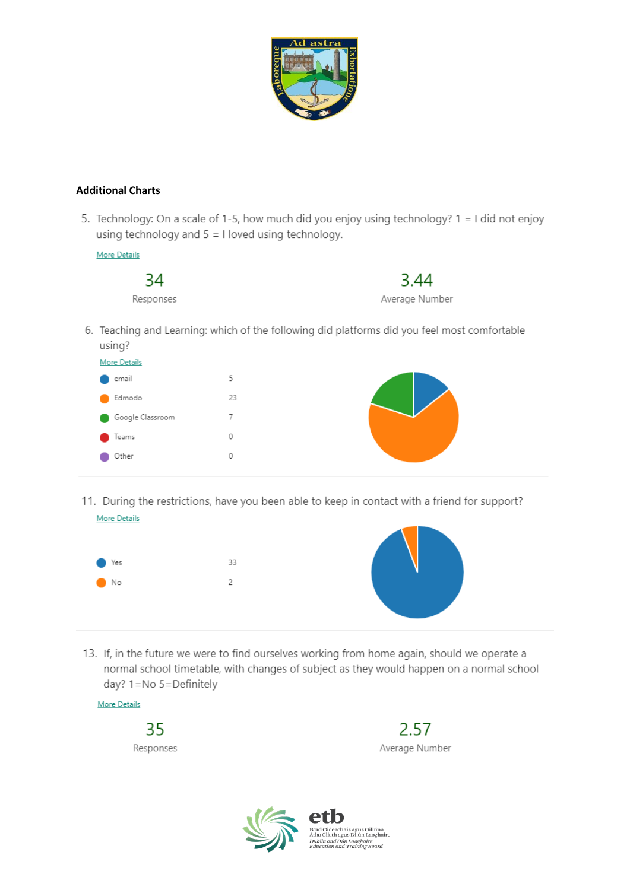**Additional Charts**

5. Technology: On a scale of 1-5, how much did you enjoy using technology? 1 = I did not enjoy using technology and 5 = I loved using technology.

More Details

| 34 | 3.44 |
|---|---|
| Responses | Average Number |

6. Teaching and Learning: which of the following did platforms did you feel most comfortable using?

More Details

| Option | Count |
|---|---|
| email | 5 |
| Edmodo | 23 |
| Google Classroom | 7 |
| Teams | 0 |
| Other | 0 |

11. During the restrictions, have you been able to keep in contact with a friend for support?

More Details

| Option | Count |
|---|---|
| Yes | 33 |
| No | 2 |

13. If, in the future we were to find ourselves working from home again, should we operate a normal school timetable, with changes of subject as they would happen on a normal school day? 1=No 5=Definitely

More Details

| 35 | 2.57 |
|---|---|
| Responses | Average Number |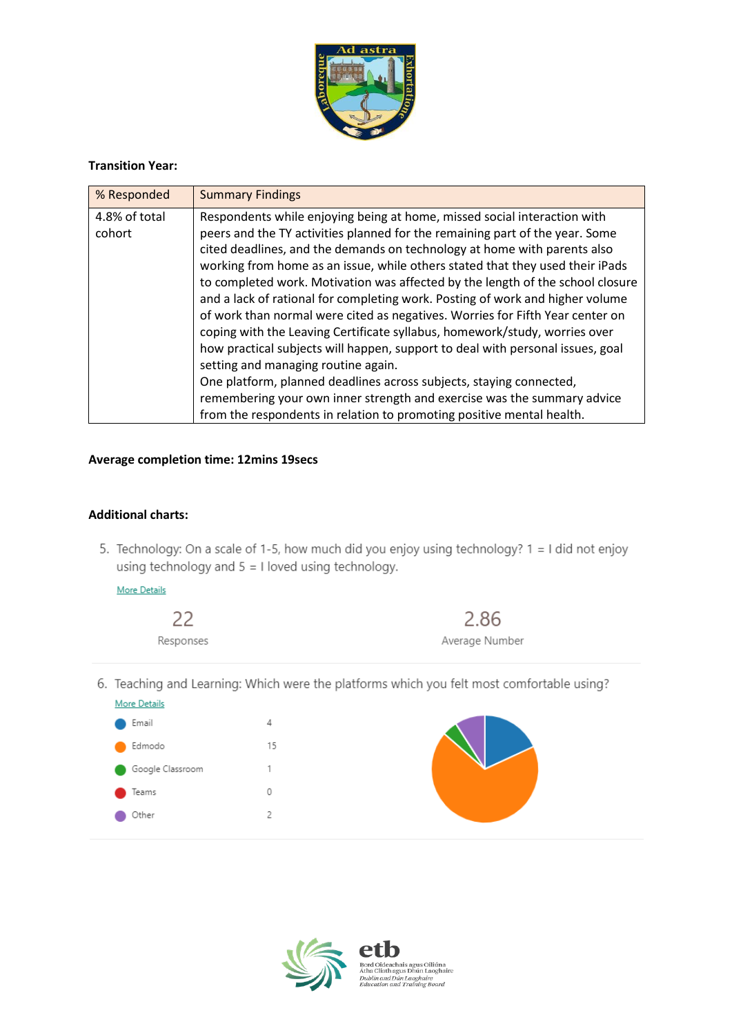**Transition Year:**

| % Responded | Summary Findings |
| --- | --- |
| 4.8% of total cohort | Respondents while enjoying being at home, missed social interaction with peers and the TY activities planned for the remaining part of the year. Some cited deadlines, and the demands on technology at home with parents also working from home as an issue, while others stated that they used their iPads to completed work. Motivation was affected by the length of the school closure and a lack of rational for completing work. Posting of work and higher volume of work than normal were cited as negatives. Worries for Fifth Year center on coping with the Leaving Certificate syllabus, homework/study, worries over how practical subjects will happen, support to deal with personal issues, goal setting and managing routine again.<br>One platform, planned deadlines across subjects, staying connected, remembering your own inner strength and exercise was the summary advice from the respondents in relation to promoting positive mental health. |

**Average completion time: 12mins 19secs**

**Additional charts:**

5. Technology: On a scale of 1-5, how much did you enjoy using technology? 1 = I did not enjoy using technology and 5 = I loved using technology.

More Details

| 22 | 2.86 |
| --- | --- |
| Responses | Average Number |

6. Teaching and Learning: Which were the platforms which you felt most comfortable using?

More Details

| Platform | Count |
| --- | --- |
| Email | 4 |
| Edmodo | 15 |
| Google Classroom | 1 |
| Teams | 0 |
| Other | 2 |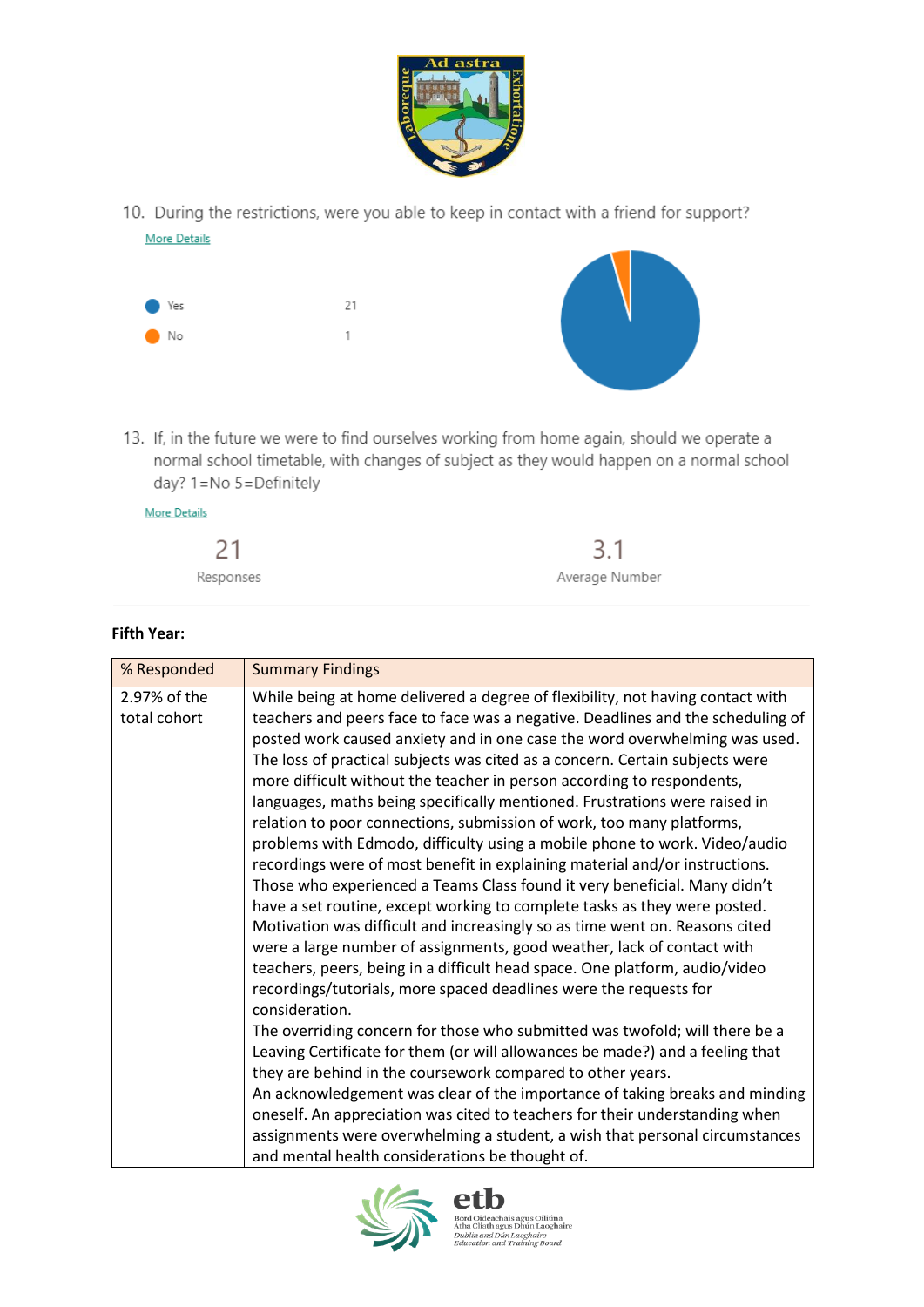10. During the restrictions, were you able to keep in contact with a friend for support?

More Details

| | |
|---|---|
| Yes | 21 |
| No | 1 |

13. If, in the future we were to find ourselves working from home again, should we operate a normal school timetable, with changes of subject as they would happen on a normal school day? 1=No 5=Definitely

More Details

| 21 | 3.1 |
|---|---|
| Responses | Average Number |

**Fifth Year:**

| % Responded | Summary Findings |
|---|---|
| 2.97% of the total cohort | While being at home delivered a degree of flexibility, not having contact with teachers and peers face to face was a negative. Deadlines and the scheduling of posted work caused anxiety and in one case the word overwhelming was used. The loss of practical subjects was cited as a concern. Certain subjects were more difficult without the teacher in person according to respondents, languages, maths being specifically mentioned. Frustrations were raised in relation to poor connections, submission of work, too many platforms, problems with Edmodo, difficulty using a mobile phone to work. Video/audio recordings were of most benefit in explaining material and/or instructions. Those who experienced a Teams Class found it very beneficial. Many didn't have a set routine, except working to complete tasks as they were posted. Motivation was difficult and increasingly so as time went on. Reasons cited were a large number of assignments, good weather, lack of contact with teachers, peers, being in a difficult head space. One platform, audio/video recordings/tutorials, more spaced deadlines were the requests for consideration.<br>The overriding concern for those who submitted was twofold; will there be a Leaving Certificate for them (or will allowances be made?) and a feeling that they are behind in the coursework compared to other years.<br>An acknowledgement was clear of the importance of taking breaks and minding oneself. An appreciation was cited to teachers for their understanding when assignments were overwhelming a student, a wish that personal circumstances and mental health considerations be thought of. |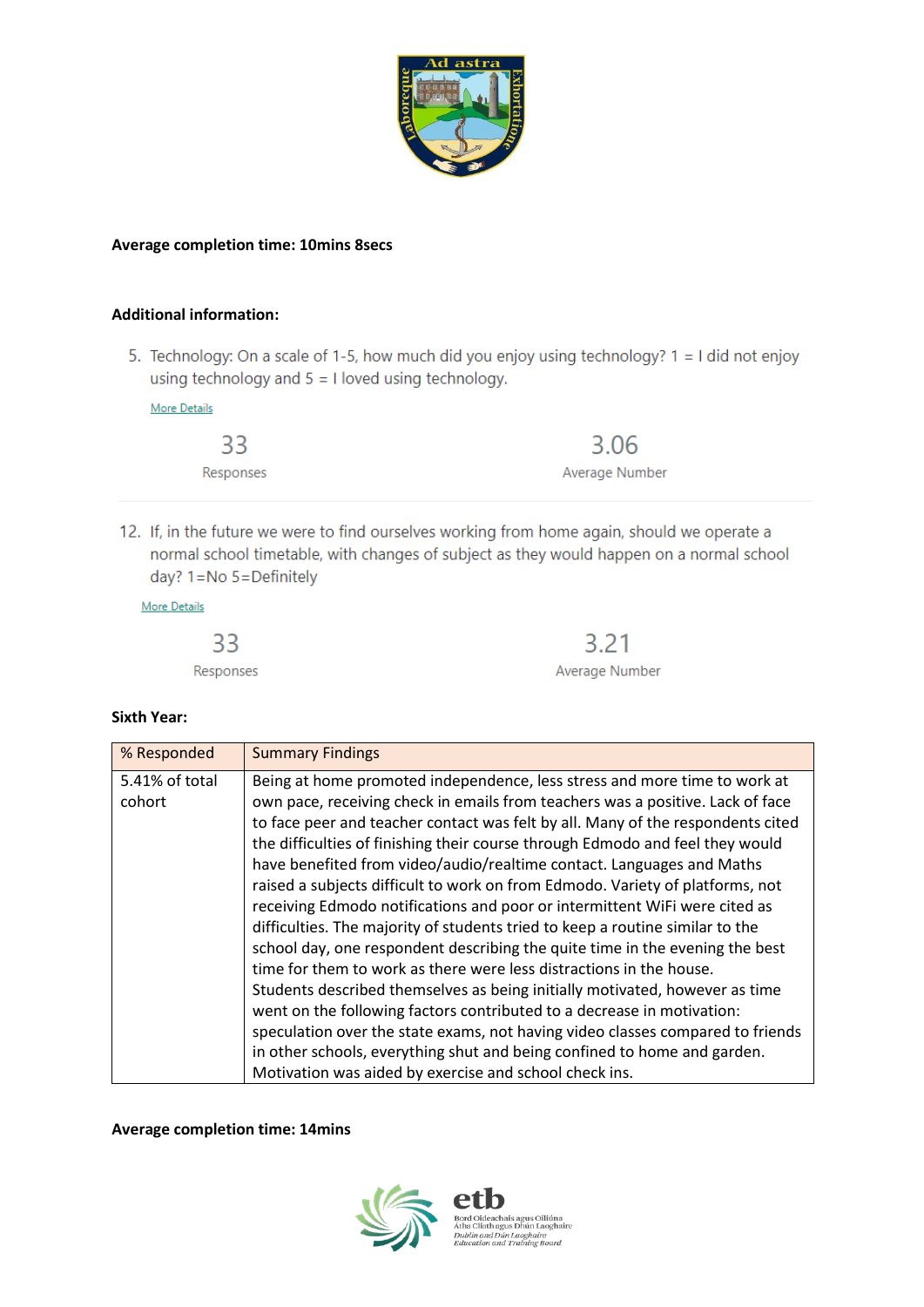**Average completion time: 10mins 8secs**

**Additional information:**

5. Technology: On a scale of 1-5, how much did you enjoy using technology? 1 = I did not enjoy using technology and 5 = I loved using technology.

More Details

33
Responses

3.06
Average Number

12. If, in the future we were to find ourselves working from home again, should we operate a normal school timetable, with changes of subject as they would happen on a normal school day? 1=No 5=Definitely

More Details

33
Responses

3.21
Average Number

**Sixth Year:**

| % Responded | Summary Findings |
|---|---|
| 5.41% of total cohort | Being at home promoted independence, less stress and more time to work at own pace, receiving check in emails from teachers was a positive. Lack of face to face peer and teacher contact was felt by all. Many of the respondents cited the difficulties of finishing their course through Edmodo and feel they would have benefited from video/audio/realtime contact. Languages and Maths raised a subjects difficult to work on from Edmodo. Variety of platforms, not receiving Edmodo notifications and poor or intermittent WiFi were cited as difficulties. The majority of students tried to keep a routine similar to the school day, one respondent describing the quite time in the evening the best time for them to work as there were less distractions in the house. Students described themselves as being initially motivated, however as time went on the following factors contributed to a decrease in motivation: speculation over the state exams, not having video classes compared to friends in other schools, everything shut and being confined to home and garden. Motivation was aided by exercise and school check ins. |

**Average completion time: 14mins**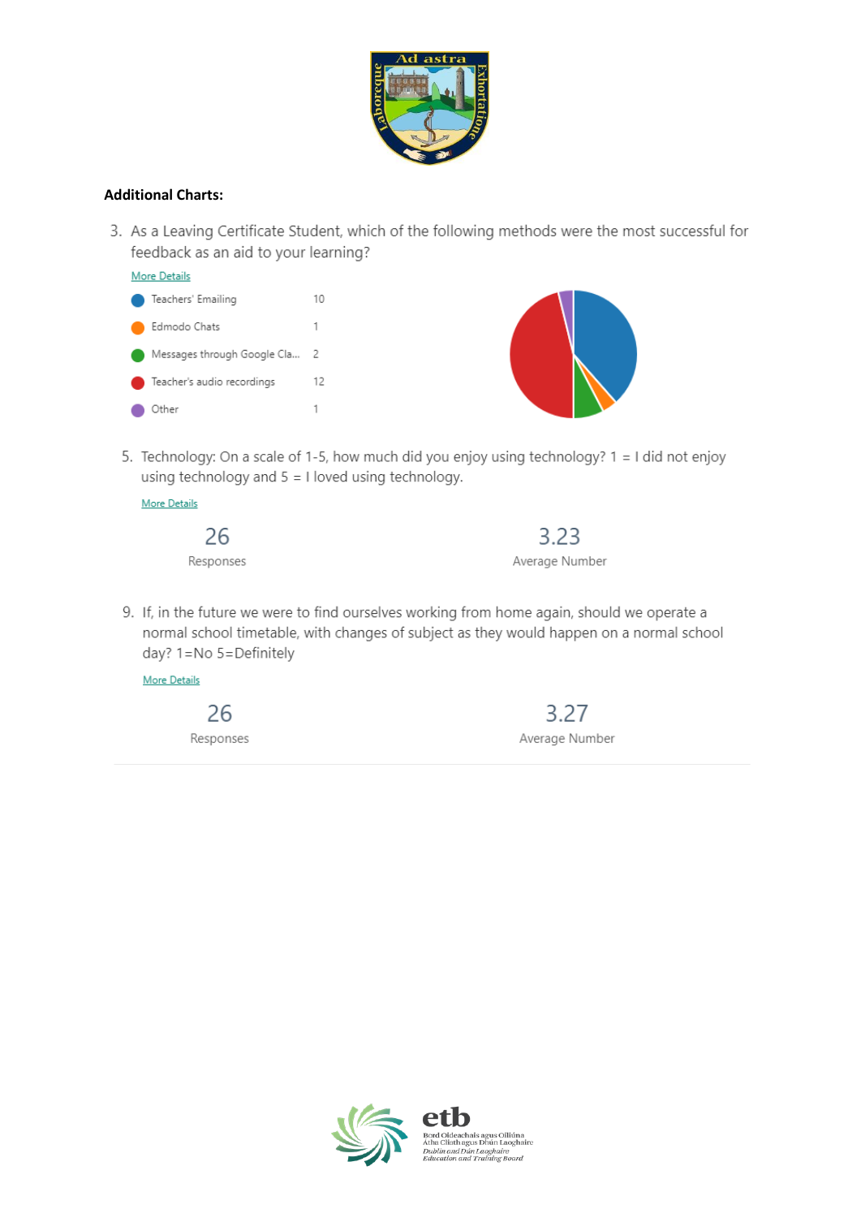**Additional Charts:**

3. As a Leaving Certificate Student, which of the following methods were the most successful for feedback as an aid to your learning?

More Details

Teachers' Emailing 10

Edmodo Chats 1

Messages through Google Cla... 2

Teacher's audio recordings 12

Other 1

5. Technology: On a scale of 1-5, how much did you enjoy using technology? 1 = I did not enjoy using technology and 5 = I loved using technology.

More Details

26
Responses

3.23
Average Number

9. If, in the future we were to find ourselves working from home again, should we operate a normal school timetable, with changes of subject as they would happen on a normal school day? 1=No 5=Definitely

More Details

26
Responses

3.27
Average Number